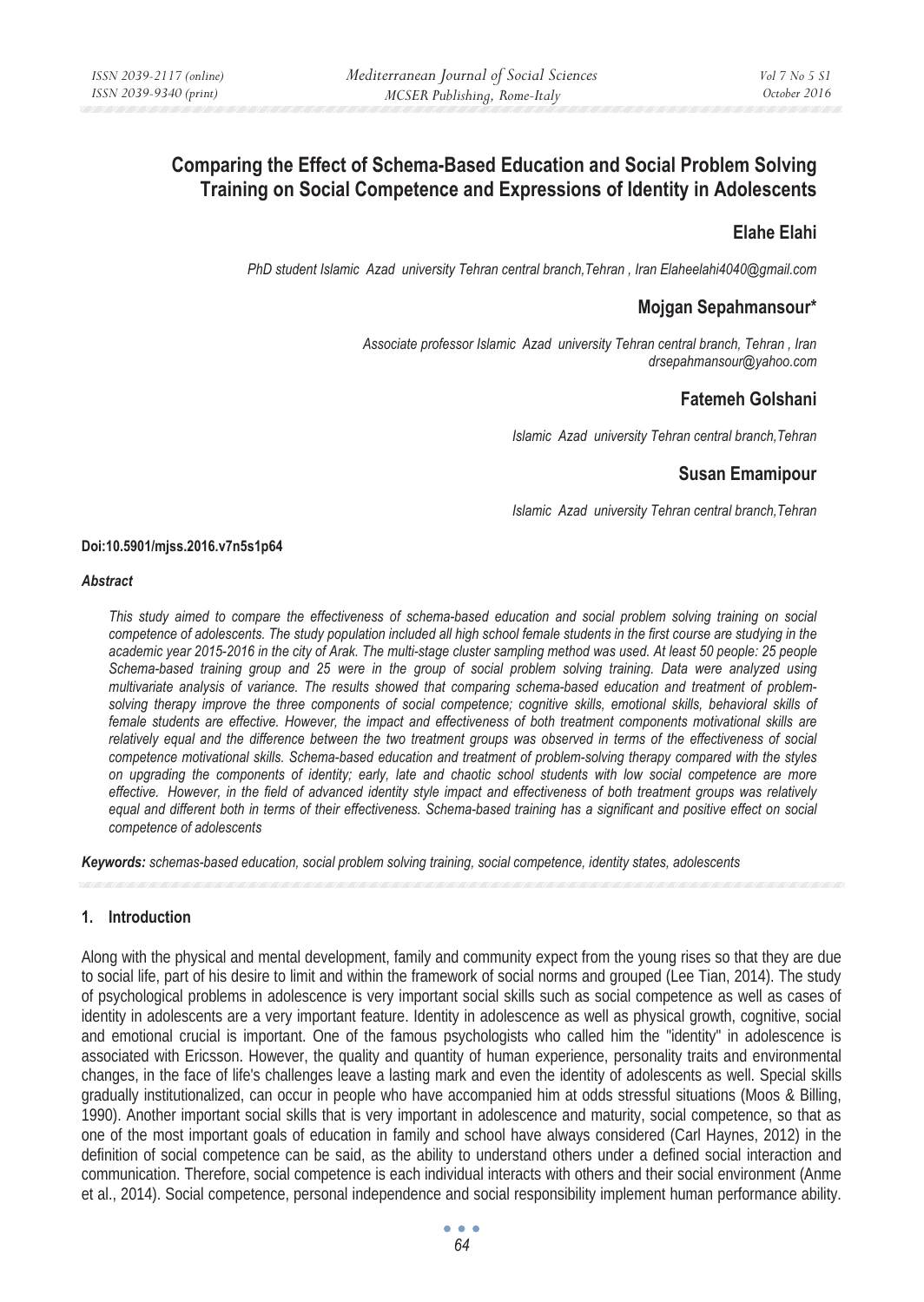# Comparing the Effect of Schema-Based Education and Social Problem Solving Training on Social Competence and Expressions of Identity in Adolescents

## Elahe Elahi

*PhD student Islamic Azad university Tehran central branch,Tehran , Iran Elaheelahi4040@gmail.com*

## Mojgan Sepahmansour*

*Associate professor Islamic Azad university Tehran central branch, Tehran , Iran drsepahmansour@yahoo.com*

## Fatemeh Golshani

*Islamic Azad university Tehran central branch,Tehran*

## Susan Emamipour

*Islamic Azad university Tehran central branch,Tehran*

**Doi:10.5901/mjss.2016.v7n5s1p64**

***Abstract***

*This study aimed to compare the effectiveness of schema-based education and social problem solving training on social competence of adolescents. The study population included all high school female students in the first course are studying in the academic year 2015-2016 in the city of Arak. The multi-stage cluster sampling method was used. At least 50 people: 25 people Schema-based training group and 25 were in the group of social problem solving training. Data were analyzed using multivariate analysis of variance. The results showed that comparing schema-based education and treatment of problem-solving therapy improve the three components of social competence; cognitive skills, emotional skills, behavioral skills of female students are effective. However, the impact and effectiveness of both treatment components motivational skills are relatively equal and the difference between the two treatment groups was observed in terms of the effectiveness of social competence motivational skills. Schema-based education and treatment of problem-solving therapy compared with the styles on upgrading the components of identity; early, late and chaotic school students with low social competence are more effective. However, in the field of advanced identity style impact and effectiveness of both treatment groups was relatively equal and different both in terms of their effectiveness. Schema-based training has a significant and positive effect on social competence of adolescents*

***Keywords:*** *schemas-based education, social problem solving training, social competence, identity states, adolescents*

## 1. Introduction

Along with the physical and mental development, family and community expect from the young rises so that they are due to social life, part of his desire to limit and within the framework of social norms and grouped (Lee Tian, 2014). The study of psychological problems in adolescence is very important social skills such as social competence as well as cases of identity in adolescents are a very important feature. Identity in adolescence as well as physical growth, cognitive, social and emotional crucial is important. One of the famous psychologists who called him the "identity" in adolescence is associated with Ericsson. However, the quality and quantity of human experience, personality traits and environmental changes, in the face of life's challenges leave a lasting mark and even the identity of adolescents as well. Special skills gradually institutionalized, can occur in people who have accompanied him at odds stressful situations (Moos & Billing, 1990). Another important social skills that is very important in adolescence and maturity, social competence, so that as one of the most important goals of education in family and school have always considered (Carl Haynes, 2012) in the definition of social competence can be said, as the ability to understand others under a defined social interaction and communication. Therefore, social competence is each individual interacts with others and their social environment (Anme et al., 2014). Social competence, personal independence and social responsibility implement human performance ability.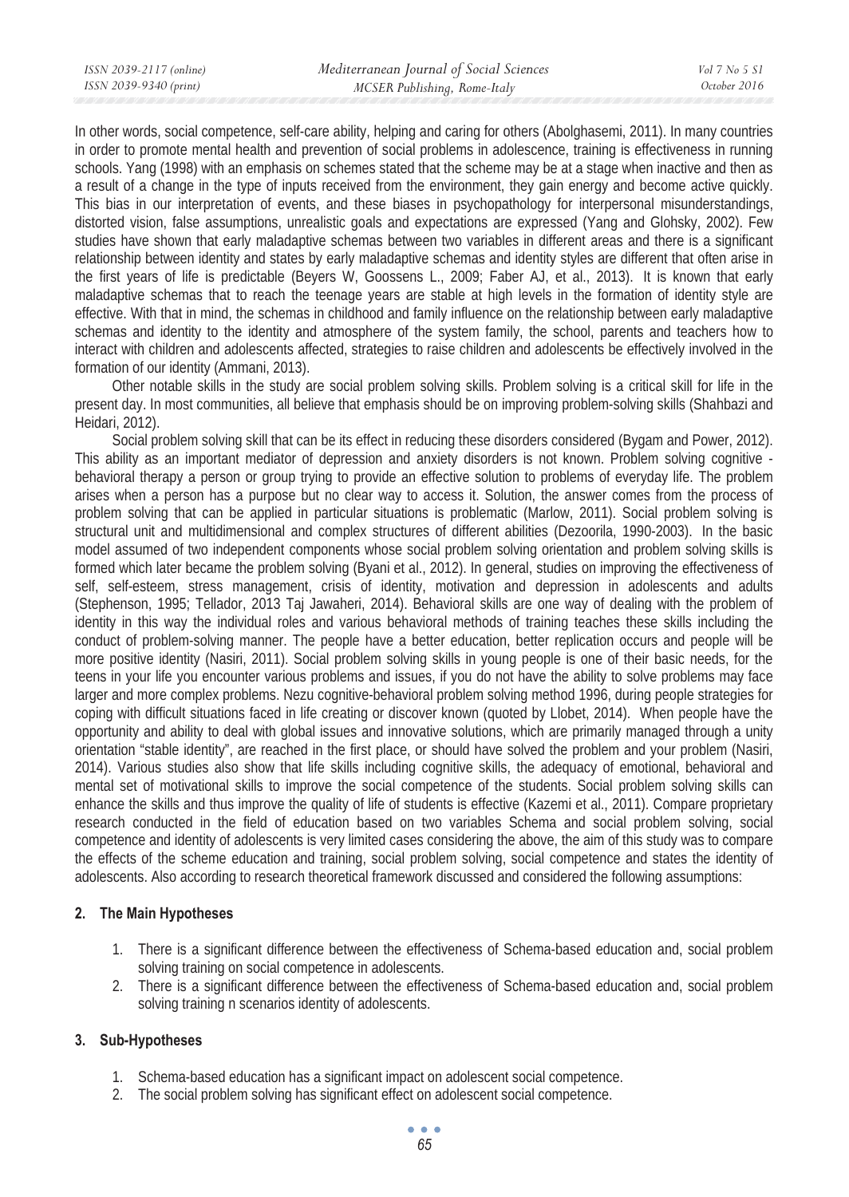In other words, social competence, self-care ability, helping and caring for others (Abolghasemi, 2011). In many countries in order to promote mental health and prevention of social problems in adolescence, training is effectiveness in running schools. Yang (1998) with an emphasis on schemes stated that the scheme may be at a stage when inactive and then as a result of a change in the type of inputs received from the environment, they gain energy and become active quickly. This bias in our interpretation of events, and these biases in psychopathology for interpersonal misunderstandings, distorted vision, false assumptions, unrealistic goals and expectations are expressed (Yang and Glohsky, 2002). Few studies have shown that early maladaptive schemas between two variables in different areas and there is a significant relationship between identity and states by early maladaptive schemas and identity styles are different that often arise in the first years of life is predictable (Beyers W, Goossens L., 2009; Faber AJ, et al., 2013). It is known that early maladaptive schemas that to reach the teenage years are stable at high levels in the formation of identity style are effective. With that in mind, the schemas in childhood and family influence on the relationship between early maladaptive schemas and identity to the identity and atmosphere of the system family, the school, parents and teachers how to interact with children and adolescents affected, strategies to raise children and adolescents be effectively involved in the formation of our identity (Ammani, 2013).

Other notable skills in the study are social problem solving skills. Problem solving is a critical skill for life in the present day. In most communities, all believe that emphasis should be on improving problem-solving skills (Shahbazi and Heidari, 2012).

Social problem solving skill that can be its effect in reducing these disorders considered (Bygam and Power, 2012). This ability as an important mediator of depression and anxiety disorders is not known. Problem solving cognitive - behavioral therapy a person or group trying to provide an effective solution to problems of everyday life. The problem arises when a person has a purpose but no clear way to access it. Solution, the answer comes from the process of problem solving that can be applied in particular situations is problematic (Marlow, 2011). Social problem solving is structural unit and multidimensional and complex structures of different abilities (Dezoorila, 1990-2003). In the basic model assumed of two independent components whose social problem solving orientation and problem solving skills is formed which later became the problem solving (Byani et al., 2012). In general, studies on improving the effectiveness of self, self-esteem, stress management, crisis of identity, motivation and depression in adolescents and adults (Stephenson, 1995; Tellador, 2013 Taj Jawaheri, 2014). Behavioral skills are one way of dealing with the problem of identity in this way the individual roles and various behavioral methods of training teaches these skills including the conduct of problem-solving manner. The people have a better education, better replication occurs and people will be more positive identity (Nasiri, 2011). Social problem solving skills in young people is one of their basic needs, for the teens in your life you encounter various problems and issues, if you do not have the ability to solve problems may face larger and more complex problems. Nezu cognitive-behavioral problem solving method 1996, during people strategies for coping with difficult situations faced in life creating or discover known (quoted by Llobet, 2014). When people have the opportunity and ability to deal with global issues and innovative solutions, which are primarily managed through a unity orientation "stable identity", are reached in the first place, or should have solved the problem and your problem (Nasiri, 2014). Various studies also show that life skills including cognitive skills, the adequacy of emotional, behavioral and mental set of motivational skills to improve the social competence of the students. Social problem solving skills can enhance the skills and thus improve the quality of life of students is effective (Kazemi et al., 2011). Compare proprietary research conducted in the field of education based on two variables Schema and social problem solving, social competence and identity of adolescents is very limited cases considering the above, the aim of this study was to compare the effects of the scheme education and training, social problem solving, social competence and states the identity of adolescents. Also according to research theoretical framework discussed and considered the following assumptions:

## 2. The Main Hypotheses

1. There is a significant difference between the effectiveness of Schema-based education and, social problem solving training on social competence in adolescents.
2. There is a significant difference between the effectiveness of Schema-based education and, social problem solving training n scenarios identity of adolescents.

## 3. Sub-Hypotheses

1. Schema-based education has a significant impact on adolescent social competence.
2. The social problem solving has significant effect on adolescent social competence.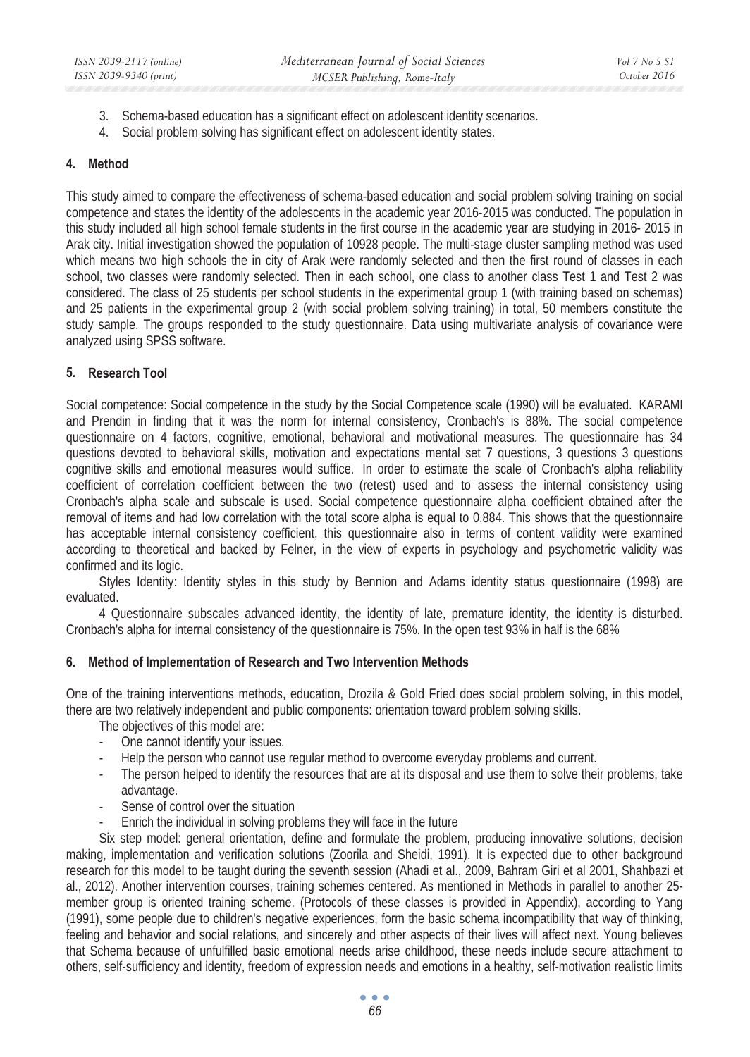3. Schema-based education has a significant effect on adolescent identity scenarios.
4. Social problem solving has significant effect on adolescent identity states.

## 4. Method

This study aimed to compare the effectiveness of schema-based education and social problem solving training on social competence and states the identity of the adolescents in the academic year 2016-2015 was conducted. The population in this study included all high school female students in the first course in the academic year are studying in 2016- 2015 in Arak city. Initial investigation showed the population of 10928 people. The multi-stage cluster sampling method was used which means two high schools the in city of Arak were randomly selected and then the first round of classes in each school, two classes were randomly selected. Then in each school, one class to another class Test 1 and Test 2 was considered. The class of 25 students per school students in the experimental group 1 (with training based on schemas) and 25 patients in the experimental group 2 (with social problem solving training) in total, 50 members constitute the study sample. The groups responded to the study questionnaire. Data using multivariate analysis of covariance were analyzed using SPSS software.

## 5. Research Tool

Social competence: Social competence in the study by the Social Competence scale (1990) will be evaluated. KARAMI and Prendin in finding that it was the norm for internal consistency, Cronbach's is 88%. The social competence questionnaire on 4 factors, cognitive, emotional, behavioral and motivational measures. The questionnaire has 34 questions devoted to behavioral skills, motivation and expectations mental set 7 questions, 3 questions 3 questions cognitive skills and emotional measures would suffice. In order to estimate the scale of Cronbach's alpha reliability coefficient of correlation coefficient between the two (retest) used and to assess the internal consistency using Cronbach's alpha scale and subscale is used. Social competence questionnaire alpha coefficient obtained after the removal of items and had low correlation with the total score alpha is equal to 0.884. This shows that the questionnaire has acceptable internal consistency coefficient, this questionnaire also in terms of content validity were examined according to theoretical and backed by Felner, in the view of experts in psychology and psychometric validity was confirmed and its logic.

Styles Identity: Identity styles in this study by Bennion and Adams identity status questionnaire (1998) are evaluated.

4 Questionnaire subscales advanced identity, the identity of late, premature identity, the identity is disturbed. Cronbach's alpha for internal consistency of the questionnaire is 75%. In the open test 93% in half is the 68%

## 6. Method of Implementation of Research and Two Intervention Methods

One of the training interventions methods, education, Drozila & Gold Fried does social problem solving, in this model, there are two relatively independent and public components: orientation toward problem solving skills.

The objectives of this model are:

- One cannot identify your issues.
- Help the person who cannot use regular method to overcome everyday problems and current.
- The person helped to identify the resources that are at its disposal and use them to solve their problems, take advantage.
- Sense of control over the situation
- Enrich the individual in solving problems they will face in the future

Six step model: general orientation, define and formulate the problem, producing innovative solutions, decision making, implementation and verification solutions (Zoorila and Sheidi, 1991). It is expected due to other background research for this model to be taught during the seventh session (Ahadi et al., 2009, Bahram Giri et al 2001, Shahbazi et al., 2012). Another intervention courses, training schemes centered. As mentioned in Methods in parallel to another 25-member group is oriented training scheme. (Protocols of these classes is provided in Appendix), according to Yang (1991), some people due to children's negative experiences, form the basic schema incompatibility that way of thinking, feeling and behavior and social relations, and sincerely and other aspects of their lives will affect next. Young believes that Schema because of unfulfilled basic emotional needs arise childhood, these needs include secure attachment to others, self-sufficiency and identity, freedom of expression needs and emotions in a healthy, self-motivation realistic limits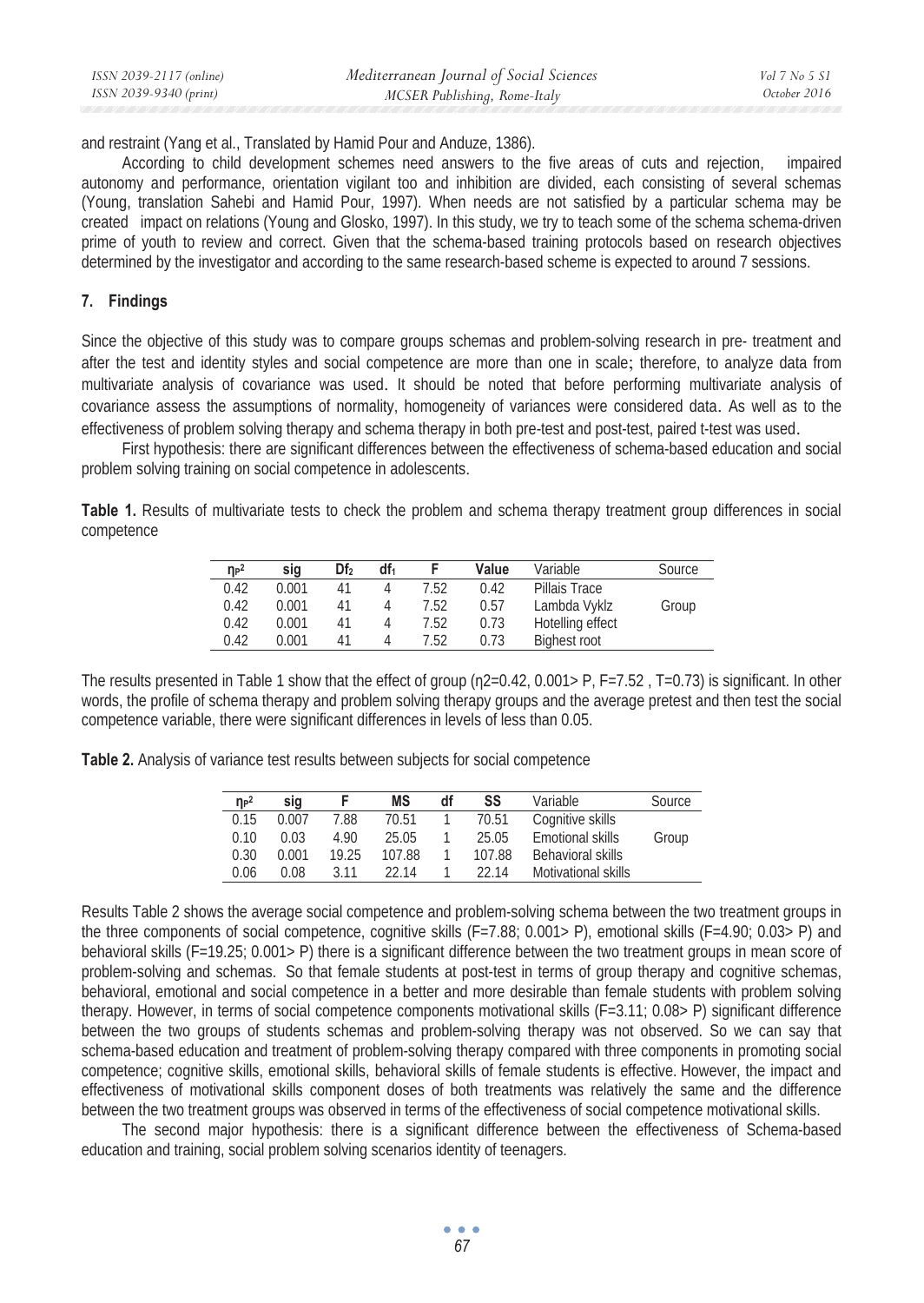and restraint (Yang et al., Translated by Hamid Pour and Anduze, 1386).

According to child development schemes need answers to the five areas of cuts and rejection, impaired autonomy and performance, orientation vigilant too and inhibition are divided, each consisting of several schemas (Young, translation Sahebi and Hamid Pour, 1997). When needs are not satisfied by a particular schema may be created impact on relations (Young and Glosko, 1997). In this study, we try to teach some of the schema schema-driven prime of youth to review and correct. Given that the schema-based training protocols based on research objectives determined by the investigator and according to the same research-based scheme is expected to around 7 sessions.

## 7. Findings

Since the objective of this study was to compare groups schemas and problem-solving research in pre- treatment and after the test and identity styles and social competence are more than one in scale; therefore, to analyze data from multivariate analysis of covariance was used. It should be noted that before performing multivariate analysis of covariance assess the assumptions of normality, homogeneity of variances were considered data. As well as to the effectiveness of problem solving therapy and schema therapy in both pre-test and post-test, paired t-test was used.

First hypothesis: there are significant differences between the effectiveness of schema-based education and social problem solving training on social competence in adolescents.

**Table 1.** Results of multivariate tests to check the problem and schema therapy treatment group differences in social competence

| $\eta_P^2$ | sig | $Df_2$ | $df_1$ | F | Value | Variable | Source |
|---|---|---|---|---|---|---|---|
| 0.42 | 0.001 | 41 | 4 | 7.52 | 0.42 | Pillais Trace | |
| 0.42 | 0.001 | 41 | 4 | 7.52 | 0.57 | Lambda Vyklz | Group |
| 0.42 | 0.001 | 41 | 4 | 7.52 | 0.73 | Hotelling effect | |
| 0.42 | 0.001 | 41 | 4 | 7.52 | 0.73 | Bighest root | |

The results presented in Table 1 show that the effect of group ($\eta^2$=0.42, 0.001> P, F=7.52 , T=0.73) is significant. In other words, the profile of schema therapy and problem solving therapy groups and the average pretest and then test the social competence variable, there were significant differences in levels of less than 0.05.

**Table 2.** Analysis of variance test results between subjects for social competence

| $\eta_P^2$ | sig | F | MS | df | SS | Variable | Source |
|---|---|---|---|---|---|---|---|
| 0.15 | 0.007 | 7.88 | 70.51 | 1 | 70.51 | Cognitive skills | |
| 0.10 | 0.03 | 4.90 | 25.05 | 1 | 25.05 | Emotional skills | Group |
| 0.30 | 0.001 | 19.25 | 107.88 | 1 | 107.88 | Behavioral skills | |
| 0.06 | 0.08 | 3.11 | 22.14 | 1 | 22.14 | Motivational skills | |

Results Table 2 shows the average social competence and problem-solving schema between the two treatment groups in the three components of social competence, cognitive skills (F=7.88; 0.001> P), emotional skills (F=4.90; 0.03> P) and behavioral skills (F=19.25; 0.001> P) there is a significant difference between the two treatment groups in mean score of problem-solving and schemas. So that female students at post-test in terms of group therapy and cognitive schemas, behavioral, emotional and social competence in a better and more desirable than female students with problem solving therapy. However, in terms of social competence components motivational skills (F=3.11; 0.08> P) significant difference between the two groups of students schemas and problem-solving therapy was not observed. So we can say that schema-based education and treatment of problem-solving therapy compared with three components in promoting social competence; cognitive skills, emotional skills, behavioral skills of female students is effective. However, the impact and effectiveness of motivational skills component doses of both treatments was relatively the same and the difference between the two treatment groups was observed in terms of the effectiveness of social competence motivational skills.

The second major hypothesis: there is a significant difference between the effectiveness of Schema-based education and training, social problem solving scenarios identity of teenagers.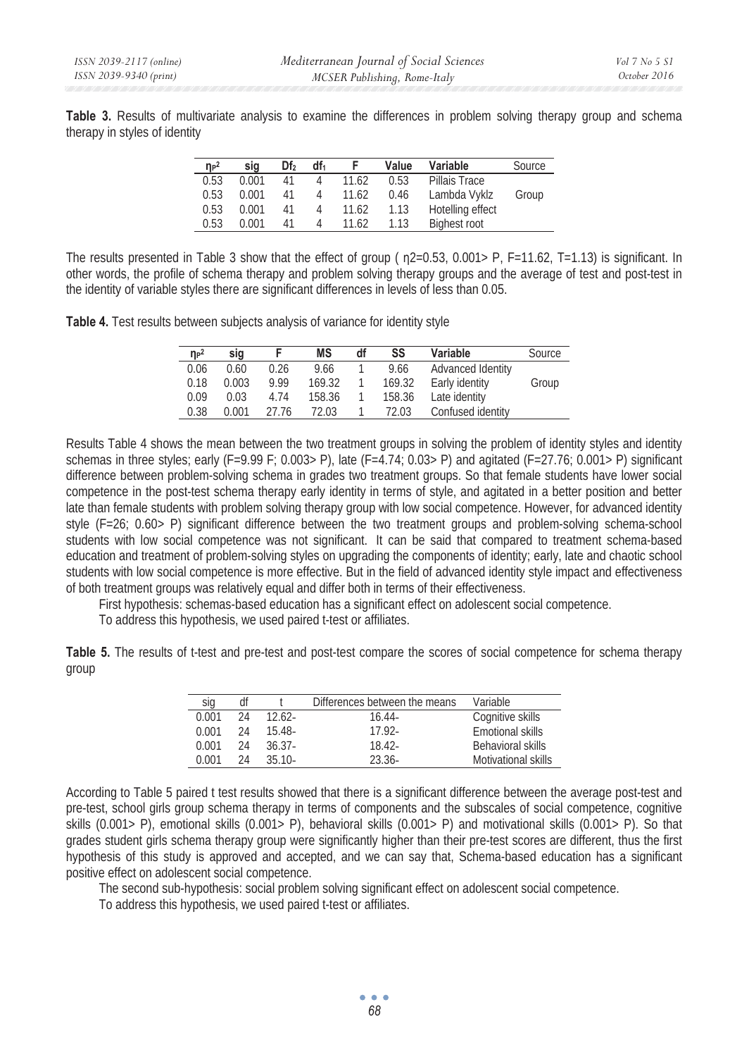**Table 3.** Results of multivariate analysis to examine the differences in problem solving therapy group and schema therapy in styles of identity

| $\eta_P^2$ | sig | $Df_2$ | $df_1$ | F | Value | Variable | Source |
|---|---|---|---|---|---|---|---|
| 0.53 | 0.001 | 41 | 4 | 11.62 | 0.53 | Pillais Trace | |
| 0.53 | 0.001 | 41 | 4 | 11.62 | 0.46 | Lambda Vyklz | Group |
| 0.53 | 0.001 | 41 | 4 | 11.62 | 1.13 | Hotelling effect | |
| 0.53 | 0.001 | 41 | 4 | 11.62 | 1.13 | Bighest root | |

The results presented in Table 3 show that the effect of group ( η2=0.53, 0.001> P, F=11.62, T=1.13) is significant. In other words, the profile of schema therapy and problem solving therapy groups and the average of test and post-test in the identity of variable styles there are significant differences in levels of less than 0.05.

**Table 4.** Test results between subjects analysis of variance for identity style

| $\eta_P^2$ | sig | F | MS | df | SS | Variable | Source |
|---|---|---|---|---|---|---|---|
| 0.06 | 0.60 | 0.26 | 9.66 | 1 | 9.66 | Advanced Identity | |
| 0.18 | 0.003 | 9.99 | 169.32 | 1 | 169.32 | Early identity | Group |
| 0.09 | 0.03 | 4.74 | 158.36 | 1 | 158.36 | Late identity | |
| 0.38 | 0.001 | 27.76 | 72.03 | 1 | 72.03 | Confused identity | |

Results Table 4 shows the mean between the two treatment groups in solving the problem of identity styles and identity schemas in three styles; early (F=9.99 F; 0.003> P), late (F=4.74; 0.03> P) and agitated (F=27.76; 0.001> P) significant difference between problem-solving schema in grades two treatment groups. So that female students have lower social competence in the post-test schema therapy early identity in terms of style, and agitated in a better position and better late than female students with problem solving therapy group with low social competence. However, for advanced identity style (F=26; 0.60> P) significant difference between the two treatment groups and problem-solving schema-school students with low social competence was not significant. It can be said that compared to treatment schema-based education and treatment of problem-solving styles on upgrading the components of identity; early, late and chaotic school students with low social competence is more effective. But in the field of advanced identity style impact and effectiveness of both treatment groups was relatively equal and differ both in terms of their effectiveness.

First hypothesis: schemas-based education has a significant effect on adolescent social competence.

To address this hypothesis, we used paired t-test or affiliates.

**Table 5.** The results of t-test and pre-test and post-test compare the scores of social competence for schema therapy group

| sig | df | t | Differences between the means | Variable |
|---|---|---|---|---|
| 0.001 | 24 | 12.62- | 16.44- | Cognitive skills |
| 0.001 | 24 | 15.48- | 17.92- | Emotional skills |
| 0.001 | 24 | 36.37- | 18.42- | Behavioral skills |
| 0.001 | 24 | 35.10- | 23.36- | Motivational skills |

According to Table 5 paired t test results showed that there is a significant difference between the average post-test and pre-test, school girls group schema therapy in terms of components and the subscales of social competence, cognitive skills (0.001> P), emotional skills (0.001> P), behavioral skills (0.001> P) and motivational skills (0.001> P). So that grades student girls schema therapy group were significantly higher than their pre-test scores are different, thus the first hypothesis of this study is approved and accepted, and we can say that, Schema-based education has a significant positive effect on adolescent social competence.

The second sub-hypothesis: social problem solving significant effect on adolescent social competence.

To address this hypothesis, we used paired t-test or affiliates.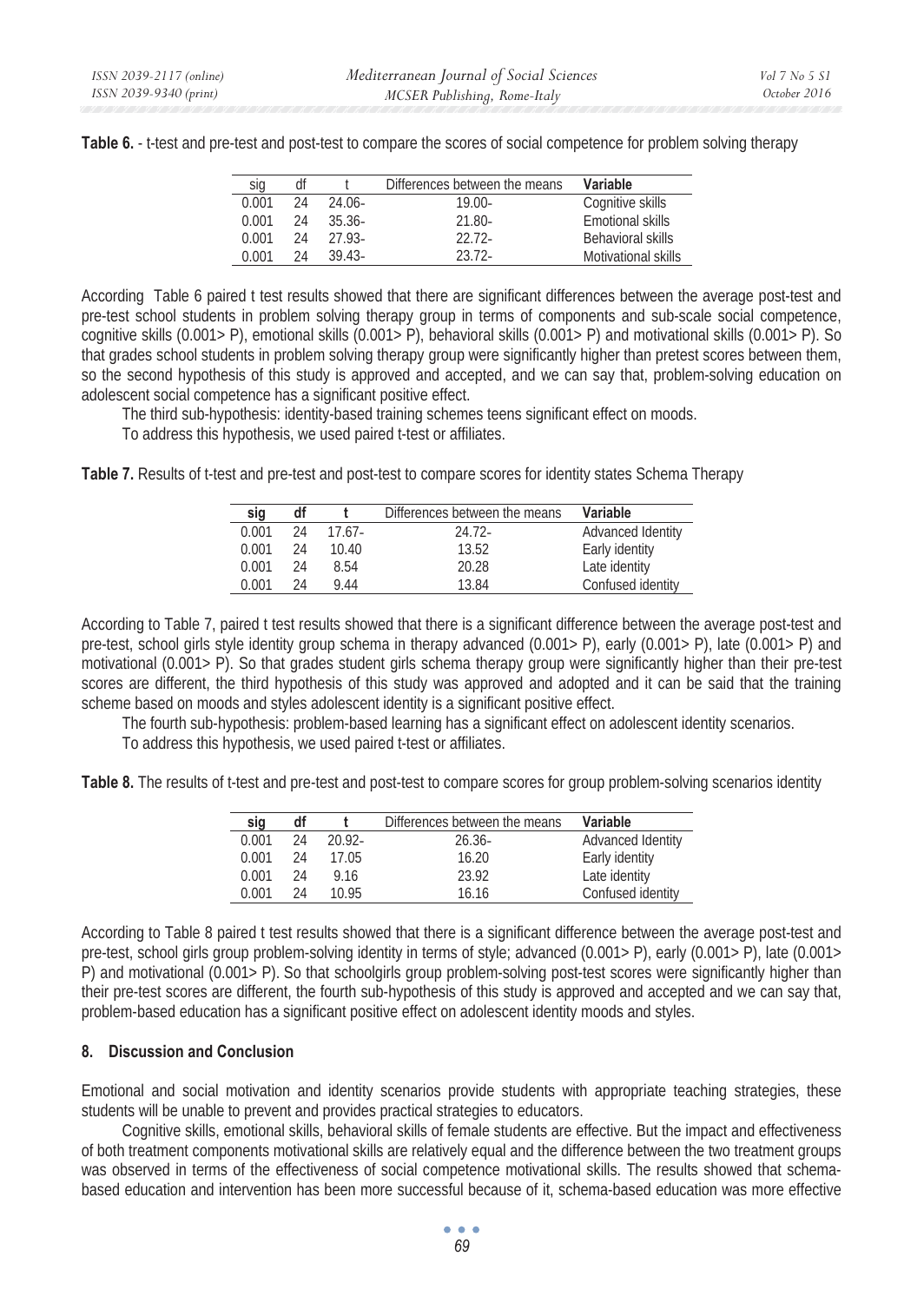**Table 6.** - t-test and pre-test and post-test to compare the scores of social competence for problem solving therapy

| sig | df | t | Differences between the means | Variable |
|---|---|---|---|---|
| 0.001 | 24 | 24.06- | 19.00- | Cognitive skills |
| 0.001 | 24 | 35.36- | 21.80- | Emotional skills |
| 0.001 | 24 | 27.93- | 22.72- | Behavioral skills |
| 0.001 | 24 | 39.43- | 23.72- | Motivational skills |

According Table 6 paired t test results showed that there are significant differences between the average post-test and pre-test school students in problem solving therapy group in terms of components and sub-scale social competence, cognitive skills (0.001> P), emotional skills (0.001> P), behavioral skills (0.001> P) and motivational skills (0.001> P). So that grades school students in problem solving therapy group were significantly higher than pretest scores between them, so the second hypothesis of this study is approved and accepted, and we can say that, problem-solving education on adolescent social competence has a significant positive effect.

The third sub-hypothesis: identity-based training schemes teens significant effect on moods.

To address this hypothesis, we used paired t-test or affiliates.

**Table 7.** Results of t-test and pre-test and post-test to compare scores for identity states Schema Therapy

| sig | df | t | Differences between the means | Variable |
|---|---|---|---|---|
| 0.001 | 24 | 17.67- | 24.72- | Advanced Identity |
| 0.001 | 24 | 10.40 | 13.52 | Early identity |
| 0.001 | 24 | 8.54 | 20.28 | Late identity |
| 0.001 | 24 | 9.44 | 13.84 | Confused identity |

According to Table 7, paired t test results showed that there is a significant difference between the average post-test and pre-test, school girls style identity group schema in therapy advanced (0.001> P), early (0.001> P), late (0.001> P) and motivational (0.001> P). So that grades student girls schema therapy group were significantly higher than their pre-test scores are different, the third hypothesis of this study was approved and adopted and it can be said that the training scheme based on moods and styles adolescent identity is a significant positive effect.

The fourth sub-hypothesis: problem-based learning has a significant effect on adolescent identity scenarios.

To address this hypothesis, we used paired t-test or affiliates.

**Table 8.** The results of t-test and pre-test and post-test to compare scores for group problem-solving scenarios identity

| sig | df | t | Differences between the means | Variable |
|---|---|---|---|---|
| 0.001 | 24 | 20.92- | 26.36- | Advanced Identity |
| 0.001 | 24 | 17.05 | 16.20 | Early identity |
| 0.001 | 24 | 9.16 | 23.92 | Late identity |
| 0.001 | 24 | 10.95 | 16.16 | Confused identity |

According to Table 8 paired t test results showed that there is a significant difference between the average post-test and pre-test, school girls group problem-solving identity in terms of style; advanced (0.001> P), early (0.001> P), late (0.001> P) and motivational (0.001> P). So that schoolgirls group problem-solving post-test scores were significantly higher than their pre-test scores are different, the fourth sub-hypothesis of this study is approved and accepted and we can say that, problem-based education has a significant positive effect on adolescent identity moods and styles.

## 8. Discussion and Conclusion

Emotional and social motivation and identity scenarios provide students with appropriate teaching strategies, these students will be unable to prevent and provides practical strategies to educators.

Cognitive skills, emotional skills, behavioral skills of female students are effective. But the impact and effectiveness of both treatment components motivational skills are relatively equal and the difference between the two treatment groups was observed in terms of the effectiveness of social competence motivational skills. The results showed that schema-based education and intervention has been more successful because of it, schema-based education was more effective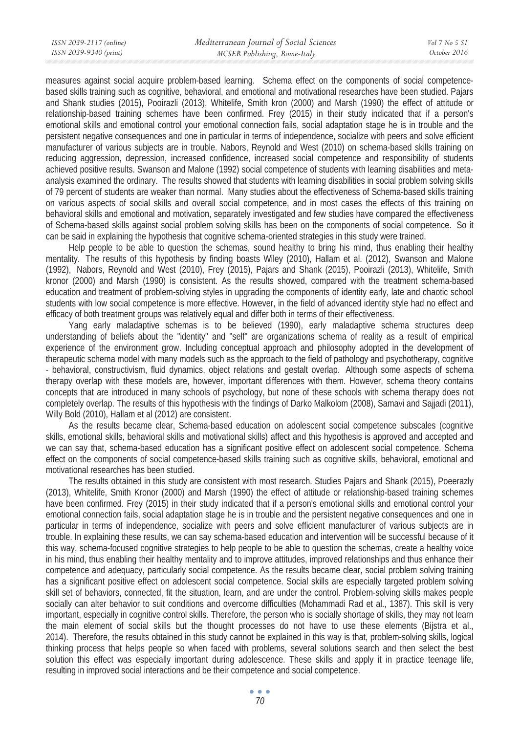measures against social acquire problem-based learning. Schema effect on the components of social competence-based skills training such as cognitive, behavioral, and emotional and motivational researches have been studied. Pajars and Shank studies (2015), Pooirazli (2013), Whitelife, Smith kron (2000) and Marsh (1990) the effect of attitude or relationship-based training schemes have been confirmed. Frey (2015) in their study indicated that if a person's emotional skills and emotional control your emotional connection fails, social adaptation stage he is in trouble and the persistent negative consequences and one in particular in terms of independence, socialize with peers and solve efficient manufacturer of various subjects are in trouble. Nabors, Reynold and West (2010) on schema-based skills training on reducing aggression, depression, increased confidence, increased social competence and responsibility of students achieved positive results. Swanson and Malone (1992) social competence of students with learning disabilities and meta-analysis examined the ordinary. The results showed that students with learning disabilities in social problem solving skills of 79 percent of students are weaker than normal. Many studies about the effectiveness of Schema-based skills training on various aspects of social skills and overall social competence, and in most cases the effects of this training on behavioral skills and emotional and motivation, separately investigated and few studies have compared the effectiveness of Schema-based skills against social problem solving skills has been on the components of social competence. So it can be said in explaining the hypothesis that cognitive schema-oriented strategies in this study were trained.

Help people to be able to question the schemas, sound healthy to bring his mind, thus enabling their healthy mentality. The results of this hypothesis by finding boasts Wiley (2010), Hallam et al. (2012), Swanson and Malone (1992), Nabors, Reynold and West (2010), Frey (2015), Pajars and Shank (2015), Pooirazli (2013), Whitelife, Smith kronor (2000) and Marsh (1990) is consistent. As the results showed, compared with the treatment schema-based education and treatment of problem-solving styles in upgrading the components of identity early, late and chaotic school students with low social competence is more effective. However, in the field of advanced identity style had no effect and efficacy of both treatment groups was relatively equal and differ both in terms of their effectiveness.

Yang early maladaptive schemas is to be believed (1990), early maladaptive schema structures deep understanding of beliefs about the "identity" and "self" are organizations schema of reality as a result of empirical experience of the environment grow. Including conceptual approach and philosophy adopted in the development of therapeutic schema model with many models such as the approach to the field of pathology and psychotherapy, cognitive - behavioral, constructivism, fluid dynamics, object relations and gestalt overlap. Although some aspects of schema therapy overlap with these models are, however, important differences with them. However, schema theory contains concepts that are introduced in many schools of psychology, but none of these schools with schema therapy does not completely overlap. The results of this hypothesis with the findings of Darko Malkolom (2008), Samavi and Sajjadi (2011), Willy Bold (2010), Hallam et al (2012) are consistent.

As the results became clear, Schema-based education on adolescent social competence subscales (cognitive skills, emotional skills, behavioral skills and motivational skills) affect and this hypothesis is approved and accepted and we can say that, schema-based education has a significant positive effect on adolescent social competence. Schema effect on the components of social competence-based skills training such as cognitive skills, behavioral, emotional and motivational researches has been studied.

The results obtained in this study are consistent with most research. Studies Pajars and Shank (2015), Poeerazly (2013), Whitelife, Smith Kronor (2000) and Marsh (1990) the effect of attitude or relationship-based training schemes have been confirmed. Frey (2015) in their study indicated that if a person's emotional skills and emotional control your emotional connection fails, social adaptation stage he is in trouble and the persistent negative consequences and one in particular in terms of independence, socialize with peers and solve efficient manufacturer of various subjects are in trouble. In explaining these results, we can say schema-based education and intervention will be successful because of it this way, schema-focused cognitive strategies to help people to be able to question the schemas, create a healthy voice in his mind, thus enabling their healthy mentality and to improve attitudes, improved relationships and thus enhance their competence and adequacy, particularly social competence. As the results became clear, social problem solving training has a significant positive effect on adolescent social competence. Social skills are especially targeted problem solving skill set of behaviors, connected, fit the situation, learn, and are under the control. Problem-solving skills makes people socially can alter behavior to suit conditions and overcome difficulties (Mohammadi Rad et al., 1387). This skill is very important, especially in cognitive control skills. Therefore, the person who is socially shortage of skills, they may not learn the main element of social skills but the thought processes do not have to use these elements (Bijstra et al., 2014). Therefore, the results obtained in this study cannot be explained in this way is that, problem-solving skills, logical thinking process that helps people so when faced with problems, several solutions search and then select the best solution this effect was especially important during adolescence. These skills and apply it in practice teenage life, resulting in improved social interactions and be their competence and social competence.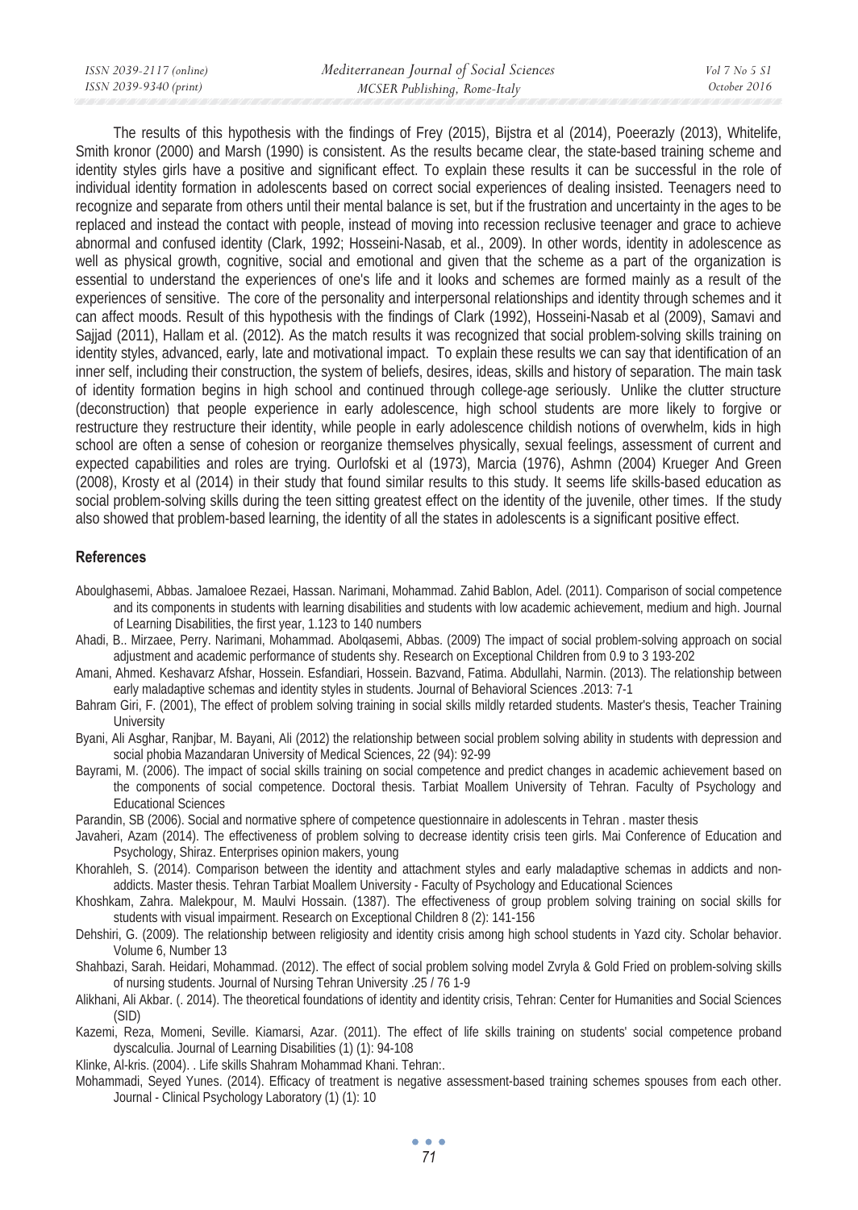The results of this hypothesis with the findings of Frey (2015), Bijstra et al (2014), Poeerazly (2013), Whitelife, Smith kronor (2000) and Marsh (1990) is consistent. As the results became clear, the state-based training scheme and identity styles girls have a positive and significant effect. To explain these results it can be successful in the role of individual identity formation in adolescents based on correct social experiences of dealing insisted. Teenagers need to recognize and separate from others until their mental balance is set, but if the frustration and uncertainty in the ages to be replaced and instead the contact with people, instead of moving into recession reclusive teenager and grace to achieve abnormal and confused identity (Clark, 1992; Hosseini-Nasab, et al., 2009). In other words, identity in adolescence as well as physical growth, cognitive, social and emotional and given that the scheme as a part of the organization is essential to understand the experiences of one's life and it looks and schemes are formed mainly as a result of the experiences of sensitive. The core of the personality and interpersonal relationships and identity through schemes and it can affect moods. Result of this hypothesis with the findings of Clark (1992), Hosseini-Nasab et al (2009), Samavi and Sajjad (2011), Hallam et al. (2012). As the match results it was recognized that social problem-solving skills training on identity styles, advanced, early, late and motivational impact. To explain these results we can say that identification of an inner self, including their construction, the system of beliefs, desires, ideas, skills and history of separation. The main task of identity formation begins in high school and continued through college-age seriously. Unlike the clutter structure (deconstruction) that people experience in early adolescence, high school students are more likely to forgive or restructure they restructure their identity, while people in early adolescence childish notions of overwhelm, kids in high school are often a sense of cohesion or reorganize themselves physically, sexual feelings, assessment of current and expected capabilities and roles are trying. Ourlofski et al (1973), Marcia (1976), Ashmn (2004) Krueger And Green (2008), Krosty et al (2014) in their study that found similar results to this study. It seems life skills-based education as social problem-solving skills during the teen sitting greatest effect on the identity of the juvenile, other times. If the study also showed that problem-based learning, the identity of all the states in adolescents is a significant positive effect.

## References

Aboulghasemi, Abbas. Jamaloee Rezaei, Hassan. Narimani, Mohammad. Zahid Bablon, Adel. (2011). Comparison of social competence and its components in students with learning disabilities and students with low academic achievement, medium and high. Journal of Learning Disabilities, the first year, 1.123 to 140 numbers

Ahadi, B.. Mirzaee, Perry. Narimani, Mohammad. Abolqasemi, Abbas. (2009) The impact of social problem-solving approach on social adjustment and academic performance of students shy. Research on Exceptional Children from 0.9 to 3 193-202

Amani, Ahmed. Keshavarz Afshar, Hossein. Esfandiari, Hossein. Bazvand, Fatima. Abdullahi, Narmin. (2013). The relationship between early maladaptive schemas and identity styles in students. Journal of Behavioral Sciences .2013: 7-1

Bahram Giri, F. (2001), The effect of problem solving training in social skills mildly retarded students. Master's thesis, Teacher Training University

Byani, Ali Asghar, Ranjbar, M. Bayani, Ali (2012) the relationship between social problem solving ability in students with depression and social phobia Mazandaran University of Medical Sciences, 22 (94): 92-99

Bayrami, M. (2006). The impact of social skills training on social competence and predict changes in academic achievement based on the components of social competence. Doctoral thesis. Tarbiat Moallem University of Tehran. Faculty of Psychology and Educational Sciences

Parandin, SB (2006). Social and normative sphere of competence questionnaire in adolescents in Tehran . master thesis

Javaheri, Azam (2014). The effectiveness of problem solving to decrease identity crisis teen girls. Mai Conference of Education and Psychology, Shiraz. Enterprises opinion makers, young

Khorahleh, S. (2014). Comparison between the identity and attachment styles and early maladaptive schemas in addicts and non-addicts. Master thesis. Tehran Tarbiat Moallem University - Faculty of Psychology and Educational Sciences

Khoshkam, Zahra. Malekpour, M. Maulvi Hossain. (1387). The effectiveness of group problem solving training on social skills for students with visual impairment. Research on Exceptional Children 8 (2): 141-156

Dehshiri, G. (2009). The relationship between religiosity and identity crisis among high school students in Yazd city. Scholar behavior. Volume 6, Number 13

Shahbazi, Sarah. Heidari, Mohammad. (2012). The effect of social problem solving model Zvryla & Gold Fried on problem-solving skills of nursing students. Journal of Nursing Tehran University .25 / 76 1-9

Alikhani, Ali Akbar. (. 2014). The theoretical foundations of identity and identity crisis, Tehran: Center for Humanities and Social Sciences (SID)

Kazemi, Reza, Momeni, Seville. Kiamarsi, Azar. (2011). The effect of life skills training on students' social competence proband dyscalculia. Journal of Learning Disabilities (1) (1): 94-108

Klinke, Al-kris. (2004). . Life skills Shahram Mohammad Khani. Tehran:.

Mohammadi, Seyed Yunes. (2014). Efficacy of treatment is negative assessment-based training schemes spouses from each other. Journal - Clinical Psychology Laboratory (1) (1): 10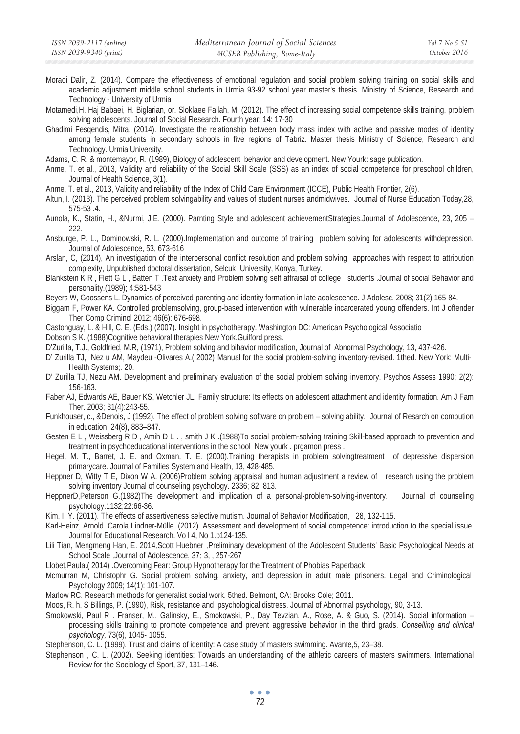Moradi Dalir, Z. (2014). Compare the effectiveness of emotional regulation and social problem solving training on social skills and academic adjustment middle school students in Urmia 93-92 school year master's thesis. Ministry of Science, Research and Technology - University of Urmia

Motamedi,H. Haj Babaei, H. Biglarian, or. Sloklaee Fallah, M. (2012). The effect of increasing social competence skills training, problem solving adolescents. Journal of Social Research. Fourth year: 14: 17-30

Ghadimi Fesqendis, Mitra. (2014). Investigate the relationship between body mass index with active and passive modes of identity among female students in secondary schools in five regions of Tabriz. Master thesis Ministry of Science, Research and Technology. Urmia University.

Adams, C. R. & montemayor, R. (1989), Biology of adolescent behavior and development. New Yourk: sage publication.

Anme, T. et al., 2013, Validity and reliability of the Social Skill Scale (SSS) as an index of social competence for preschool children, Journal of Health Science, 3(1).

Anme, T. et al., 2013, Validity and reliability of the Index of Child Care Environment (ICCE), Public Health Frontier, 2(6).

Altun, I. (2013). The perceived problem solvingability and values of student nurses andmidwives. Journal of Nurse Education Today,28, 575-53 .4.

Aunola, K., Statin, H., &Nurmi, J.E. (2000). Parnting Style and adolescent achievementStrategies.Journal of Adolescence, 23, 205 – 222.

Ansburge, P. L., Dominowski, R. L. (2000).Implementation and outcome of training problem solving for adolescents withdepression. Journal of Adolescence, 53, 673-616

Arslan, C, (2014), An investigation of the interpersonal conflict resolution and problem solving approaches with respect to attribution complexity, Unpublished doctoral dissertation, Selcuk University, Konya, Turkey.

Blankstein K R , Flett G L , Batten T .Text anxiety and Problem solving self affraisal of college students .Journal of social Behavior and personality.(1989); 4:581-543

Beyers W, Goossens L. Dynamics of perceived parenting and identity formation in late adolescence. J Adolesc. 2008; 31(2):165-84.

Biggam F, Power KA. Controlled problemsolving, group-based intervention with vulnerable incarcerated young offenders. Int J offender Ther Comp Criminol 2012; 46(6): 676-698.

Castonguay, L. & Hill, C. E. (Eds.) (2007). Insight in psychotherapy. Washington DC: American Psychological Associatio

Dobson S K. (1988)Cognitive behavioral therapies New York.Guilford press.

D'Zurilla, T.J., Goldfried, M.R, (1971), Problem solving and bihavior modification, Journal of Abnormal Psychology, 13, 437-426.

D' Zurilla TJ, Nez u AM, Maydeu -Olivares A.( 2002) Manual for the social problem-solving inventory-revised. 1thed. New York: Multi-Health Systems;. 20.

D' Zurilla TJ, Nezu AM. Development and preliminary evaluation of the social problem solving inventory. Psychos Assess 1990; 2(2): 156-163.

Faber AJ, Edwards AE, Bauer KS, Wetchler JL. Family structure: Its effects on adolescent attachment and identity formation. Am J Fam Ther. 2003; 31(4):243-55.

Funkhouser, c., &Denois, J (1992). The effect of problem solving software on problem – solving ability. Journal of Resarch on compution in education, 24(8), 883–847.

Gesten E L , Weissberg R D , Amih D L . , smith J K .(1988)To social problem-solving training Skill-based approach to prevention and treatment in psychoeducational interventions in the school New yourk . prgamon press .

Hegel, M. T., Barret, J. E. and Oxman, T. E. (2000).Training therapists in problem solvingtreatment of depressive dispersion primarycare. Journal of Families System and Health, 13, 428-485.

Heppner D, Witty T E, Dixon W A. (2006)Problem solving appraisal and human adjustment a review of research using the problem solving inventory Journal of counseling psychology. 2336; 82: 813.

HeppnerD,Peterson G.(1982)The development and implication of a personal-problem-solving-inventory. Journal of counseling psychology.1132;22:66-36.

Kim, I. Y. (2011). The effects of assertiveness selective mutism. Journal of Behavior Modification, 28, 132-115.

Karl-Heinz, Arnold. Carola Lindner-Mülle. (2012). Assessment and development of social competence: introduction to the special issue. Journal for Educational Research. Vo l 4, No 1.p124-135.

Lili Tian, Mengmeng Han, E. 2014.Scott Huebner .Preliminary development of the Adolescent Students' Basic Psychological Needs at School Scale .Journal of Adolescence, 37: 3, , 257-267

Llobet,Paula.( 2014) .Overcoming Fear: Group Hypnotherapy for the Treatment of Phobias Paperback .

Mcmurran M, Christophr G. Social problem solving, anxiety, and depression in adult male prisoners. Legal and Criminological Psychology 2009; 14(1): 101-107.

Marlow RC. Research methods for generalist social work. 5thed. Belmont, CA: Brooks Cole; 2011.

Moos, R. h, S Billings, P. (1990), Risk, resistance and psychological distress. Journal of Abnormal psychology, 90, 3-13.

Smokowski, Paul R . Franser, M., Galinsky, E., Smokowski, P., Day Tevzian, A., Rose, A. & Guo, S. (2014). Social information – processing skills training to promote competence and prevent aggressive behavior in the third grads. *Conselling and clinical psychology,* 73(6), 1045- 1055.

Stephenson, C. L. (1999). Trust and claims of identity: A case study of masters swimming. Avante,5, 23–38.

Stephenson , C. L. (2002). Seeking identities: Towards an understanding of the athletic careers of masters swimmers. International Review for the Sociology of Sport, 37, 131–146.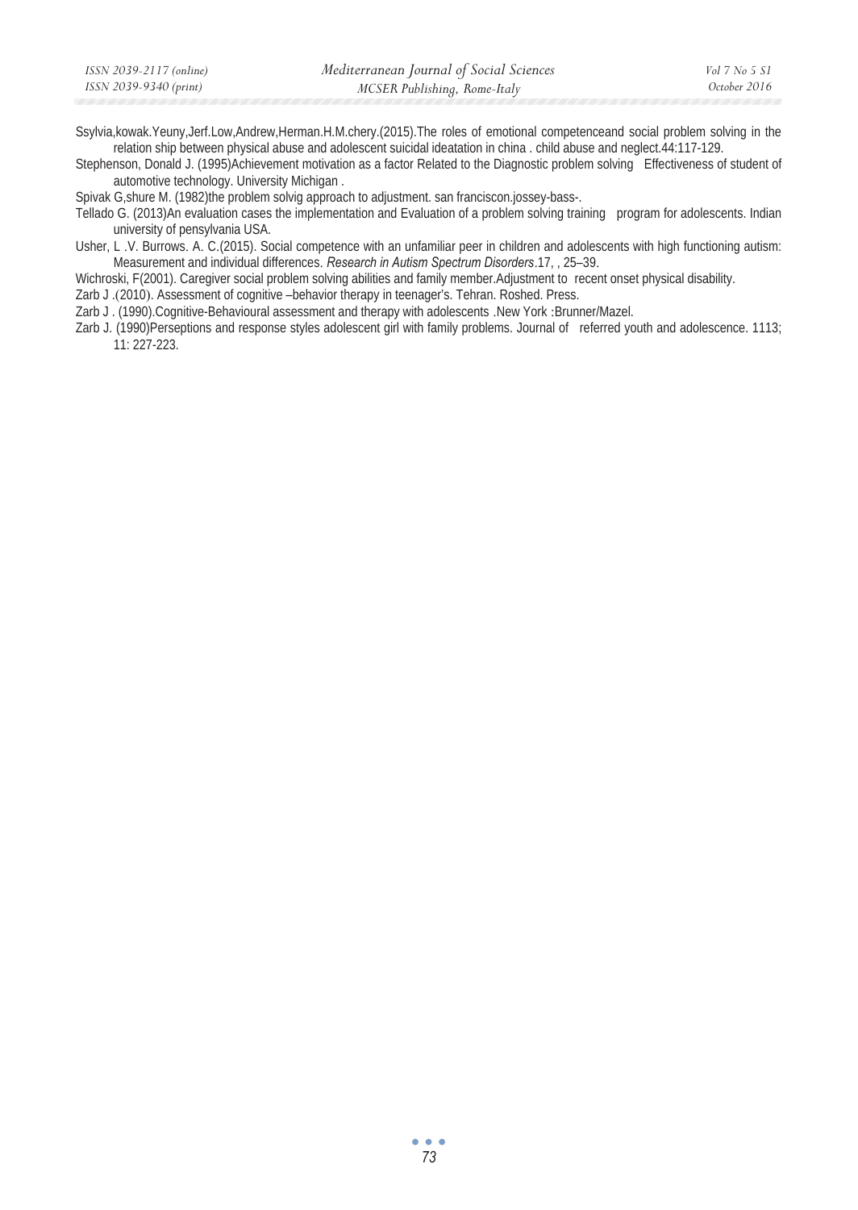Ssylvia,kowak.Yeuny,Jerf.Low,Andrew,Herman.H.M.chery.(2015).The roles of emotional competenceand social problem solving in the relation ship between physical abuse and adolescent suicidal ideatation in china . child abuse and neglect.44:117-129.

Stephenson, Donald J. (1995)Achievement motivation as a factor Related to the Diagnostic problem solving Effectiveness of student of automotive technology. University Michigan .

Spivak G,shure M. (1982)the problem solvig approach to adjustment. san franciscon.jossey-bass-.

Tellado G. (2013)An evaluation cases the implementation and Evaluation of a problem solving training program for adolescents. Indian university of pensylvania USA.

Usher, L .V. Burrows. A. C.(2015). Social competence with an unfamiliar peer in children and adolescents with high functioning autism: Measurement and individual differences. *Research in Autism Spectrum Disorders*.17, , 25–39.

Wichroski, F(2001). Caregiver social problem solving abilities and family member.Adjustment to recent onset physical disability.

Zarb J .(2010). Assessment of cognitive –behavior therapy in teenager's. Tehran. Roshed. Press.

Zarb J . (1990).Cognitive-Behavioural assessment and therapy with adolescents .New York :Brunner/Mazel.

Zarb J. (1990)Perseptions and response styles adolescent girl with family problems. Journal of referred youth and adolescence. 1113; 11: 227-223.